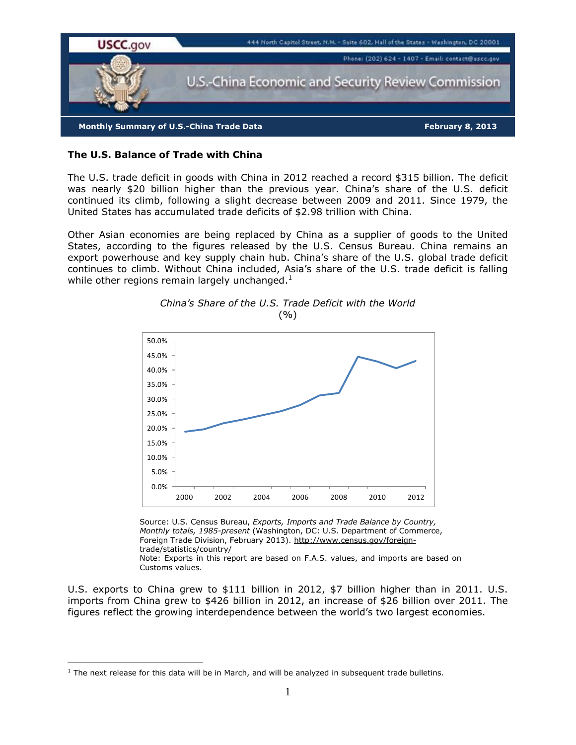Monthly Summary of U.S.-China Trade Data — February 8, 2013

## The U.S. Balance of Trade with China

The U.S. trade deficit in goods with China in 2012 reached a record $315 billion. The deficit was nearly $20 billion higher than the previous year. China's share of the U.S. deficit continued its climb, following a slight decrease between 2009 and 2011. Since 1979, the United States has accumulated trade deficits of $2.98 trillion with China.

Other Asian economies are being replaced by China as a supplier of goods to the United States, according to the figures released by the U.S. Census Bureau. China remains an export powerhouse and key supply chain hub. China's share of the U.S. global trade deficit continues to climb. Without China included, Asia's share of the U.S. trade deficit is falling while other regions remain largely unchanged.[1]

*China's Share of the U.S. Trade Deficit with the World*
(%)

Source: U.S. Census Bureau, *Exports, Imports and Trade Balance by Country, Monthly totals, 1985-present* (Washington, DC: U.S. Department of Commerce, Foreign Trade Division, February 2013). http://www.census.gov/foreign-trade/statistics/country/
Note: Exports in this report are based on F.A.S. values, and imports are based on Customs values.

U.S. exports to China grew to $111 billion in 2012, $7 billion higher than in 2011. U.S. imports from China grew to $426 billion in 2012, an increase of $26 billion over 2011. The figures reflect the growing interdependence between the world's two largest economies.

[1] The next release for this data will be in March, and will be analyzed in subsequent trade bulletins.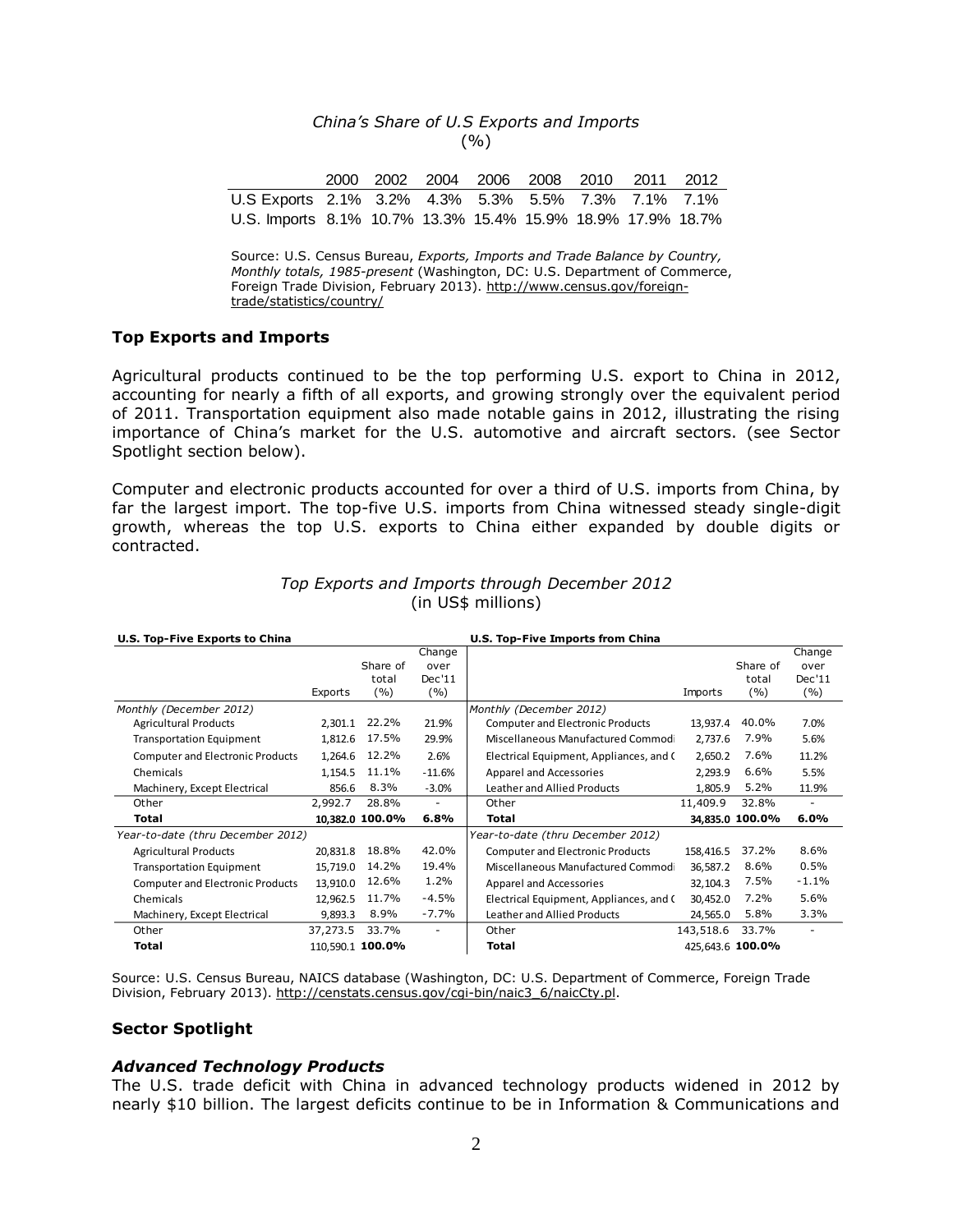*China's Share of U.S Exports and Imports*
(%)

| | 2000 | 2002 | 2004 | 2006 | 2008 | 2010 | 2011 | 2012 |
|---|---|---|---|---|---|---|---|---|
| U.S Exports | 2.1% | 3.2% | 4.3% | 5.3% | 5.5% | 7.3% | 7.1% | 7.1% |
| U.S. Imports | 8.1% | 10.7% | 13.3% | 15.4% | 15.9% | 18.9% | 17.9% | 18.7% |

Source: U.S. Census Bureau, *Exports, Imports and Trade Balance by Country, Monthly totals, 1985-present* (Washington, DC: U.S. Department of Commerce, Foreign Trade Division, February 2013). http://www.census.gov/foreign-trade/statistics/country/

## Top Exports and Imports

Agricultural products continued to be the top performing U.S. export to China in 2012, accounting for nearly a fifth of all exports, and growing strongly over the equivalent period of 2011. Transportation equipment also made notable gains in 2012, illustrating the rising importance of China's market for the U.S. automotive and aircraft sectors. (see Sector Spotlight section below).

Computer and electronic products accounted for over a third of U.S. imports from China, by far the largest import. The top-five U.S. imports from China witnessed steady single-digit growth, whereas the top U.S. exports to China either expanded by double digits or contracted.

*Top Exports and Imports through December 2012*
(in US$ millions)

| **U.S. Top-Five Exports to China** | Exports | Share of total (%) | Change over Dec'11 (%) | **U.S. Top-Five Imports from China** | Imports | Share of total (%) | Change over Dec'11 (%) |
|---|---|---|---|---|---|---|---|
| *Monthly (December 2012)* | | | | *Monthly (December 2012)* | | | |
| Agricultural Products | 2,301.1 | 22.2% | 21.9% | Computer and Electronic Products | 13,937.4 | 40.0% | 7.0% |
| Transportation Equipment | 1,812.6 | 17.5% | 29.9% | Miscellaneous Manufactured Commodi | 2,737.6 | 7.9% | 5.6% |
| Computer and Electronic Products | 1,264.6 | 12.2% | 2.6% | Electrical Equipment, Appliances, and ( | 2,650.2 | 7.6% | 11.2% |
| Chemicals | 1,154.5 | 11.1% | -11.6% | Apparel and Accessories | 2,293.9 | 6.6% | 5.5% |
| Machinery, Except Electrical | 856.6 | 8.3% | -3.0% | Leather and Allied Products | 1,805.9 | 5.2% | 11.9% |
| Other | 2,992.7 | 28.8% | - | Other | 11,409.9 | 32.8% | - |
| **Total** | 10,382.0 | **100.0%** | **6.8%** | **Total** | 34,835.0 | **100.0%** | **6.0%** |
| *Year-to-date (thru December 2012)* | | | | *Year-to-date (thru December 2012)* | | | |
| Agricultural Products | 20,831.8 | 18.8% | 42.0% | Computer and Electronic Products | 158,416.5 | 37.2% | 8.6% |
| Transportation Equipment | 15,719.0 | 14.2% | 19.4% | Miscellaneous Manufactured Commodi | 36,587.2 | 8.6% | 0.5% |
| Computer and Electronic Products | 13,910.0 | 12.6% | 1.2% | Apparel and Accessories | 32,104.3 | 7.5% | -1.1% |
| Chemicals | 12,962.5 | 11.7% | -4.5% | Electrical Equipment, Appliances, and ( | 30,452.0 | 7.2% | 5.6% |
| Machinery, Except Electrical | 9,893.3 | 8.9% | -7.7% | Leather and Allied Products | 24,565.0 | 5.8% | 3.3% |
| Other | 37,273.5 | 33.7% | - | Other | 143,518.6 | 33.7% | - |
| **Total** | 110,590.1 | **100.0%** | | **Total** | 425,643.6 | **100.0%** | |

Source: U.S. Census Bureau, NAICS database (Washington, DC: U.S. Department of Commerce, Foreign Trade Division, February 2013). http://censtats.census.gov/cgi-bin/naic3_6/naicCty.pl.

## Sector Spotlight

### *Advanced Technology Products*

The U.S. trade deficit with China in advanced technology products widened in 2012 by nearly $10 billion. The largest deficits continue to be in Information & Communications and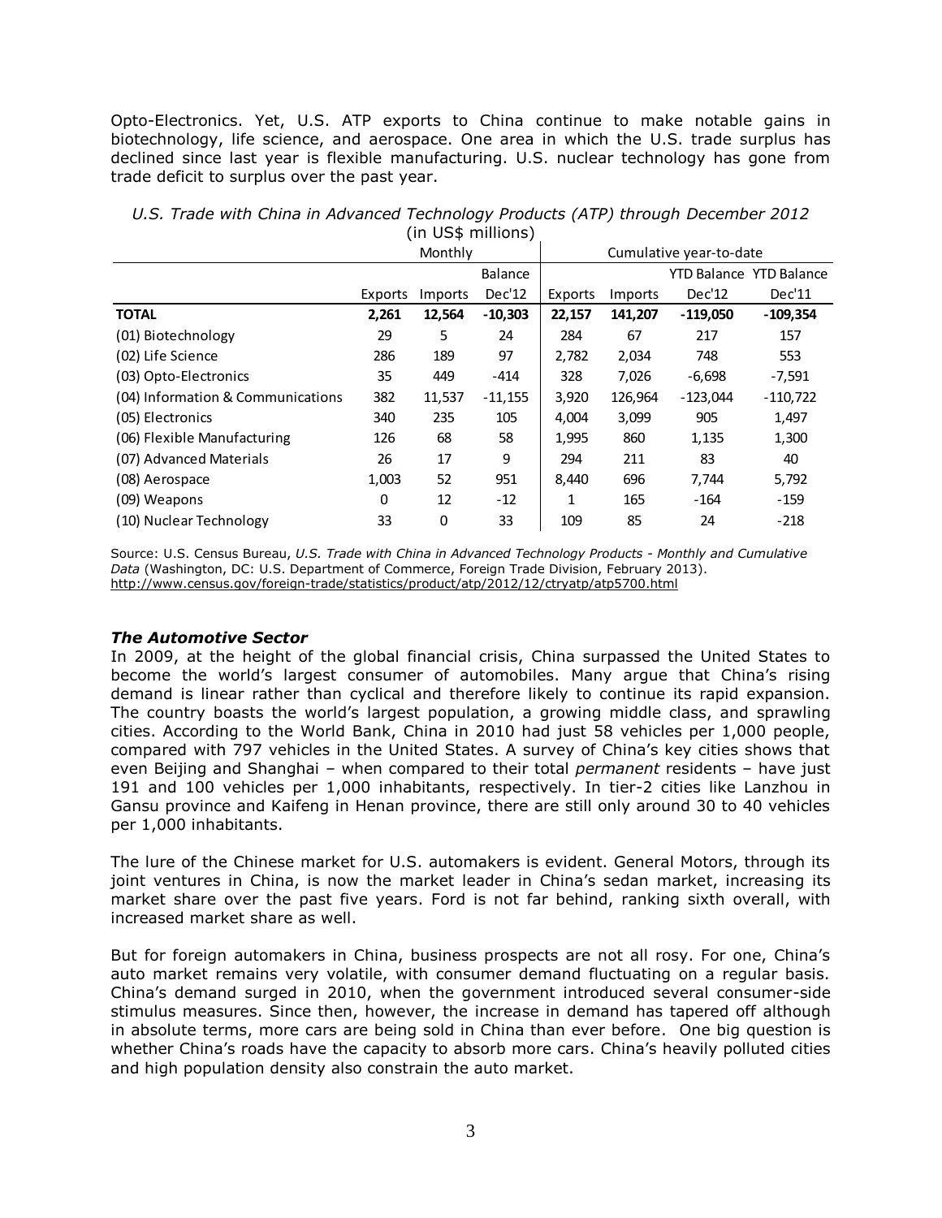Opto-Electronics. Yet, U.S. ATP exports to China continue to make notable gains in biotechnology, life science, and aerospace. One area in which the U.S. trade surplus has declined since last year is flexible manufacturing. U.S. nuclear technology has gone from trade deficit to surplus over the past year.

*U.S. Trade with China in Advanced Technology Products (ATP) through December 2012*
(in US$ millions)

| | Monthly | | | Cumulative year-to-date | | | |
|---|---|---|---|---|---|---|---|
| | Exports | Imports | Balance Dec'12 | Exports | Imports | YTD Balance Dec'12 | YTD Balance Dec'11 |
| **TOTAL** | **2,261** | **12,564** | **-10,303** | **22,157** | **141,207** | **-119,050** | **-109,354** |
| (01) Biotechnology | 29 | 5 | 24 | 284 | 67 | 217 | 157 |
| (02) Life Science | 286 | 189 | 97 | 2,782 | 2,034 | 748 | 553 |
| (03) Opto-Electronics | 35 | 449 | -414 | 328 | 7,026 | -6,698 | -7,591 |
| (04) Information & Communications | 382 | 11,537 | -11,155 | 3,920 | 126,964 | -123,044 | -110,722 |
| (05) Electronics | 340 | 235 | 105 | 4,004 | 3,099 | 905 | 1,497 |
| (06) Flexible Manufacturing | 126 | 68 | 58 | 1,995 | 860 | 1,135 | 1,300 |
| (07) Advanced Materials | 26 | 17 | 9 | 294 | 211 | 83 | 40 |
| (08) Aerospace | 1,003 | 52 | 951 | 8,440 | 696 | 7,744 | 5,792 |
| (09) Weapons | 0 | 12 | -12 | 1 | 165 | -164 | -159 |
| (10) Nuclear Technology | 33 | 0 | 33 | 109 | 85 | 24 | -218 |

Source: U.S. Census Bureau, *U.S. Trade with China in Advanced Technology Products - Monthly and Cumulative Data* (Washington, DC: U.S. Department of Commerce, Foreign Trade Division, February 2013). http://www.census.gov/foreign-trade/statistics/product/atp/2012/12/ctryatp/atp5700.html

### *The Automotive Sector*

In 2009, at the height of the global financial crisis, China surpassed the United States to become the world's largest consumer of automobiles. Many argue that China's rising demand is linear rather than cyclical and therefore likely to continue its rapid expansion. The country boasts the world's largest population, a growing middle class, and sprawling cities. According to the World Bank, China in 2010 had just 58 vehicles per 1,000 people, compared with 797 vehicles in the United States. A survey of China's key cities shows that even Beijing and Shanghai – when compared to their total *permanent* residents – have just 191 and 100 vehicles per 1,000 inhabitants, respectively. In tier-2 cities like Lanzhou in Gansu province and Kaifeng in Henan province, there are still only around 30 to 40 vehicles per 1,000 inhabitants.

The lure of the Chinese market for U.S. automakers is evident. General Motors, through its joint ventures in China, is now the market leader in China's sedan market, increasing its market share over the past five years. Ford is not far behind, ranking sixth overall, with increased market share as well.

But for foreign automakers in China, business prospects are not all rosy. For one, China's auto market remains very volatile, with consumer demand fluctuating on a regular basis. China's demand surged in 2010, when the government introduced several consumer-side stimulus measures. Since then, however, the increase in demand has tapered off although in absolute terms, more cars are being sold in China than ever before. One big question is whether China's roads have the capacity to absorb more cars. China's heavily polluted cities and high population density also constrain the auto market.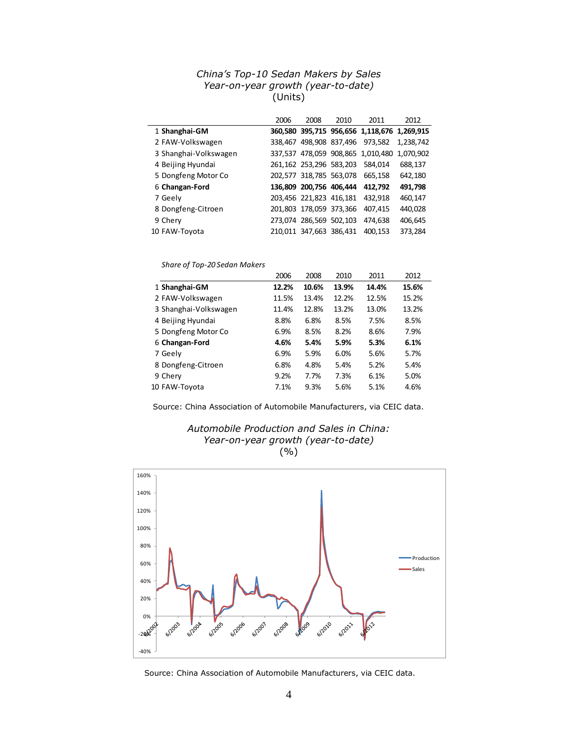*China's Top-10 Sedan Makers by Sales*
*Year-on-year growth (year-to-date)*
(Units)

| | 2006 | 2008 | 2010 | 2011 | 2012 |
|---|---|---|---|---|---|
| 1 **Shanghai-GM** | **360,580** | **395,715** | **956,656** | **1,118,676** | **1,269,915** |
| 2 FAW-Volkswagen | 338,467 | 498,908 | 837,496 | 973,582 | 1,238,742 |
| 3 Shanghai-Volkswagen | 337,537 | 478,059 | 908,865 | 1,010,480 | 1,070,902 |
| 4 Beijing Hyundai | 261,162 | 253,296 | 583,203 | 584,014 | 688,137 |
| 5 Dongfeng Motor Co | 202,577 | 318,785 | 563,078 | 665,158 | 642,180 |
| 6 **Changan-Ford** | **136,809** | **200,756** | **406,444** | **412,792** | **491,798** |
| 7 Geely | 203,456 | 221,823 | 416,181 | 432,918 | 460,147 |
| 8 Dongfeng-Citroen | 201,803 | 178,059 | 373,366 | 407,415 | 440,028 |
| 9 Chery | 273,074 | 286,569 | 502,103 | 474,638 | 406,645 |
| 10 FAW-Toyota | 210,011 | 347,663 | 386,431 | 400,153 | 373,284 |

*Share of Top-20 Sedan Makers*

| | 2006 | 2008 | 2010 | 2011 | 2012 |
|---|---|---|---|---|---|
| 1 **Shanghai-GM** | **12.2%** | **10.6%** | **13.9%** | **14.4%** | **15.6%** |
| 2 FAW-Volkswagen | 11.5% | 13.4% | 12.2% | 12.5% | 15.2% |
| 3 Shanghai-Volkswagen | 11.4% | 12.8% | 13.2% | 13.0% | 13.2% |
| 4 Beijing Hyundai | 8.8% | 6.8% | 8.5% | 7.5% | 8.5% |
| 5 Dongfeng Motor Co | 6.9% | 8.5% | 8.2% | 8.6% | 7.9% |
| 6 **Changan-Ford** | **4.6%** | **5.4%** | **5.9%** | **5.3%** | **6.1%** |
| 7 Geely | 6.9% | 5.9% | 6.0% | 5.6% | 5.7% |
| 8 Dongfeng-Citroen | 6.8% | 4.8% | 5.4% | 5.2% | 5.4% |
| 9 Chery | 9.2% | 7.7% | 7.3% | 6.1% | 5.0% |
| 10 FAW-Toyota | 7.1% | 9.3% | 5.6% | 5.1% | 4.6% |

Source: China Association of Automobile Manufacturers, via CEIC data.

*Automobile Production and Sales in China:*
*Year-on-year growth (year-to-date)*
(%)

Source: China Association of Automobile Manufacturers, via CEIC data.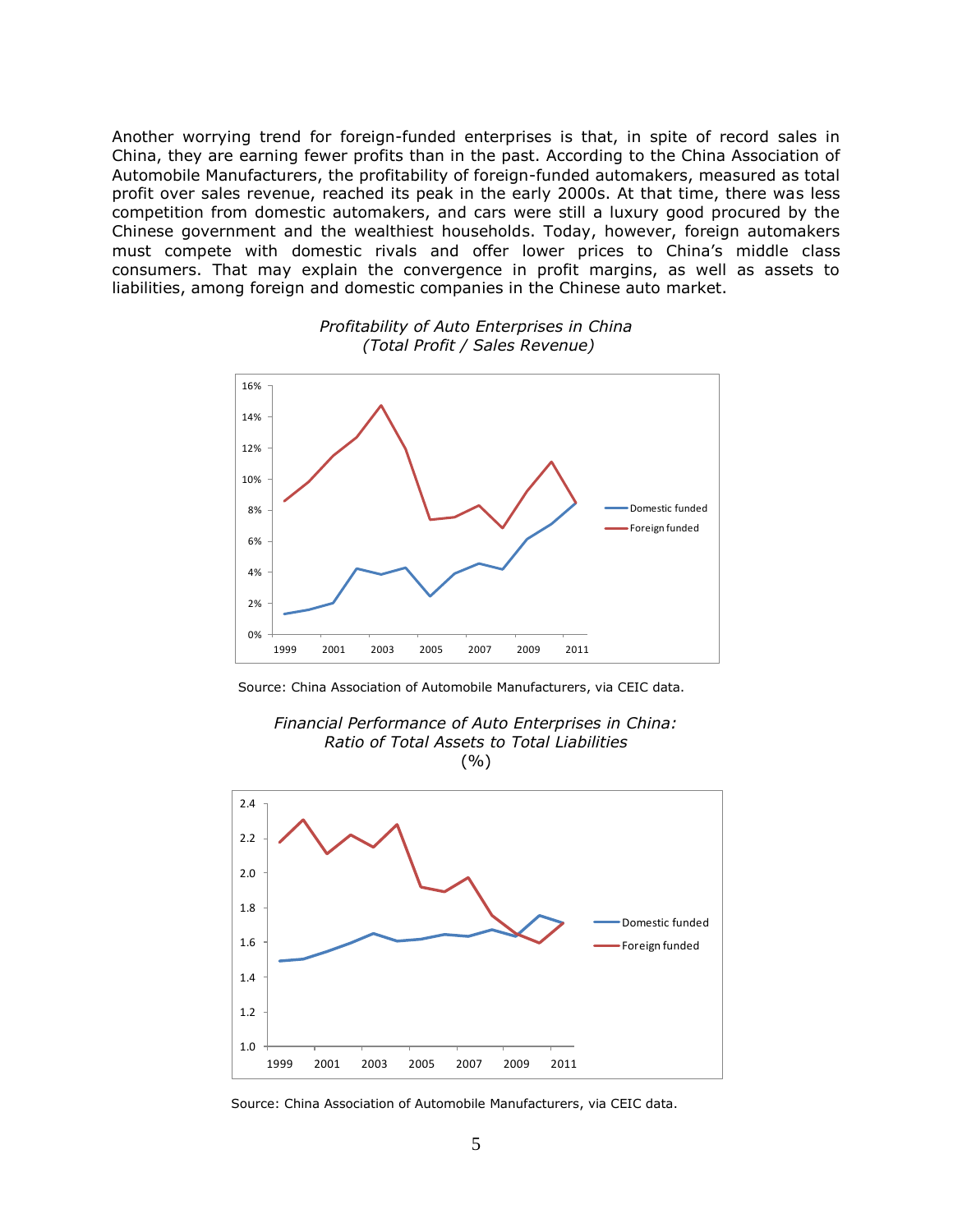Another worrying trend for foreign-funded enterprises is that, in spite of record sales in China, they are earning fewer profits than in the past. According to the China Association of Automobile Manufacturers, the profitability of foreign-funded automakers, measured as total profit over sales revenue, reached its peak in the early 2000s. At that time, there was less competition from domestic automakers, and cars were still a luxury good procured by the Chinese government and the wealthiest households. Today, however, foreign automakers must compete with domestic rivals and offer lower prices to China's middle class consumers. That may explain the convergence in profit margins, as well as assets to liabilities, among foreign and domestic companies in the Chinese auto market.

*Profitability of Auto Enterprises in China*
*(Total Profit / Sales Revenue)*

Source: China Association of Automobile Manufacturers, via CEIC data.

*Financial Performance of Auto Enterprises in China:*
*Ratio of Total Assets to Total Liabilities*
(%)

Source: China Association of Automobile Manufacturers, via CEIC data.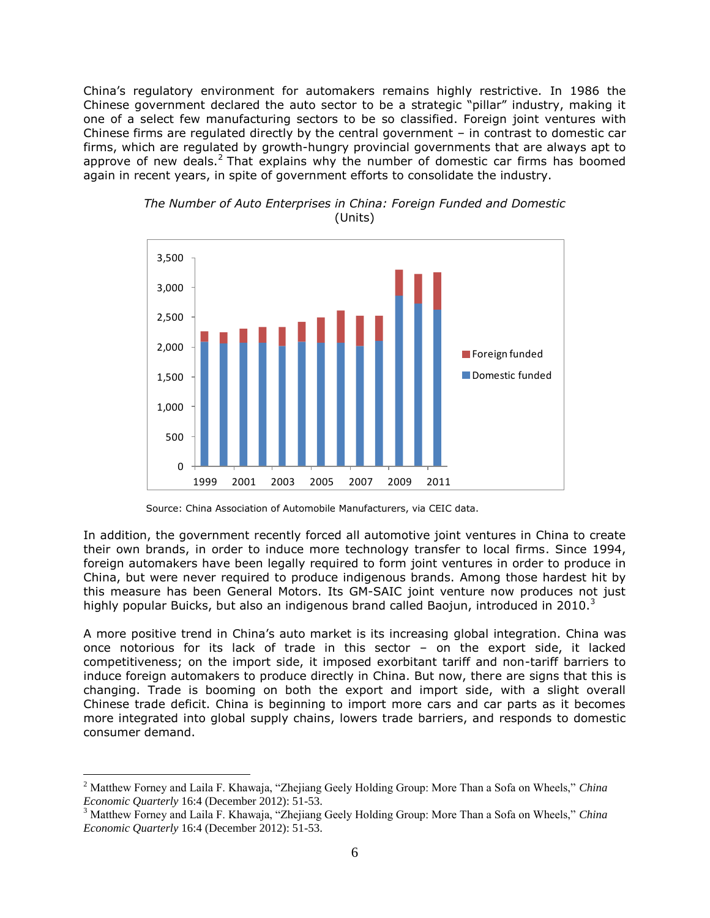China's regulatory environment for automakers remains highly restrictive. In 1986 the Chinese government declared the auto sector to be a strategic "pillar" industry, making it one of a select few manufacturing sectors to be so classified. Foreign joint ventures with Chinese firms are regulated directly by the central government – in contrast to domestic car firms, which are regulated by growth-hungry provincial governments that are always apt to approve of new deals.[2] That explains why the number of domestic car firms has boomed again in recent years, in spite of government efforts to consolidate the industry.

*The Number of Auto Enterprises in China: Foreign Funded and Domestic*
(Units)

Source: China Association of Automobile Manufacturers, via CEIC data.

In addition, the government recently forced all automotive joint ventures in China to create their own brands, in order to induce more technology transfer to local firms. Since 1994, foreign automakers have been legally required to form joint ventures in order to produce in China, but were never required to produce indigenous brands. Among those hardest hit by this measure has been General Motors. Its GM-SAIC joint venture now produces not just highly popular Buicks, but also an indigenous brand called Baojun, introduced in 2010.[3]

A more positive trend in China's auto market is its increasing global integration. China was once notorious for its lack of trade in this sector – on the export side, it lacked competitiveness; on the import side, it imposed exorbitant tariff and non-tariff barriers to induce foreign automakers to produce directly in China. But now, there are signs that this is changing. Trade is booming on both the export and import side, with a slight overall Chinese trade deficit. China is beginning to import more cars and car parts as it becomes more integrated into global supply chains, lowers trade barriers, and responds to domestic consumer demand.

---

[2] Matthew Forney and Laila F. Khawaja, "Zhejiang Geely Holding Group: More Than a Sofa on Wheels," *China Economic Quarterly* 16:4 (December 2012): 51-53.

[3] Matthew Forney and Laila F. Khawaja, "Zhejiang Geely Holding Group: More Than a Sofa on Wheels," *China Economic Quarterly* 16:4 (December 2012): 51-53.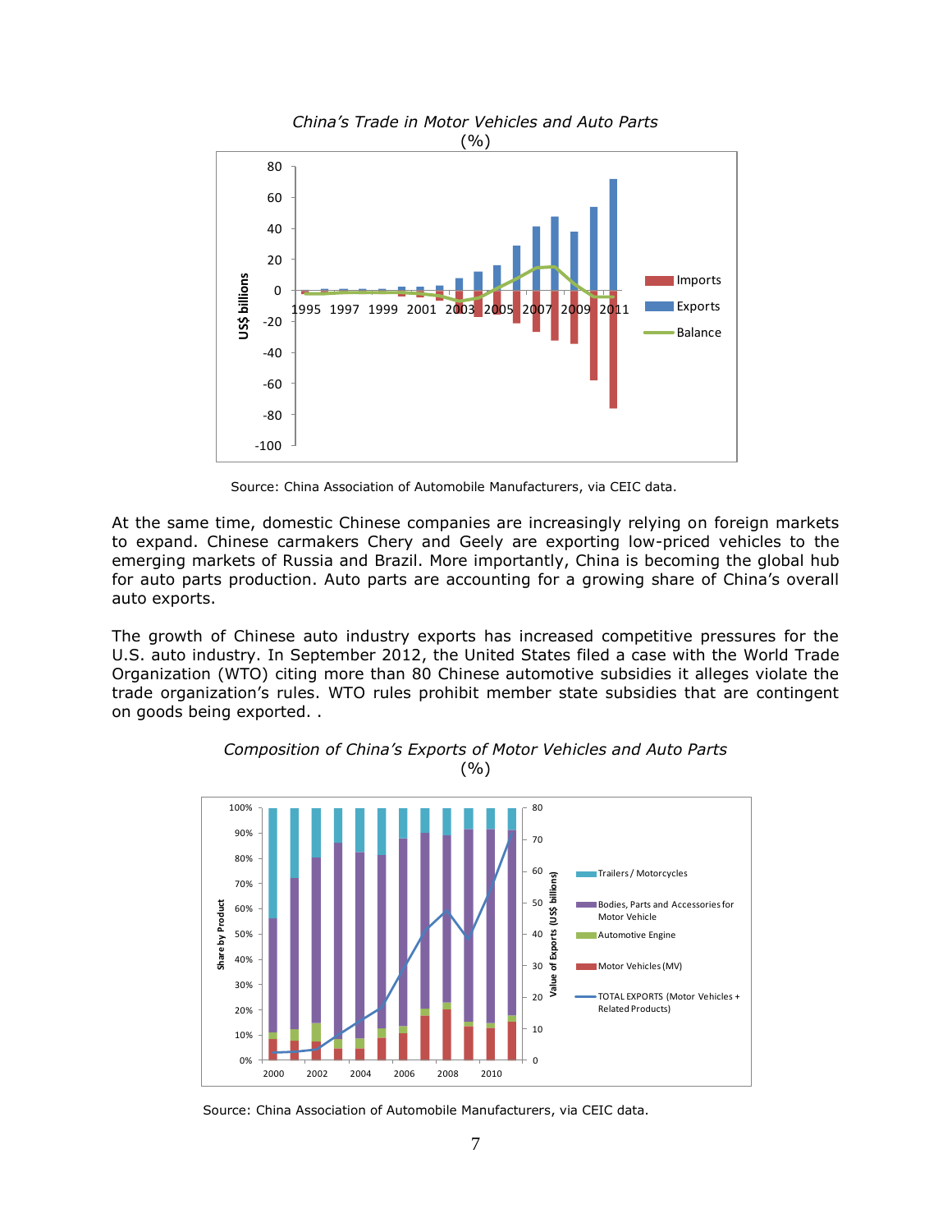*China's Trade in Motor Vehicles and Auto Parts*
(%)

Source: China Association of Automobile Manufacturers, via CEIC data.

At the same time, domestic Chinese companies are increasingly relying on foreign markets to expand. Chinese carmakers Chery and Geely are exporting low-priced vehicles to the emerging markets of Russia and Brazil. More importantly, China is becoming the global hub for auto parts production. Auto parts are accounting for a growing share of China's overall auto exports.

The growth of Chinese auto industry exports has increased competitive pressures for the U.S. auto industry. In September 2012, the United States filed a case with the World Trade Organization (WTO) citing more than 80 Chinese automotive subsidies it alleges violate the trade organization's rules. WTO rules prohibit member state subsidies that are contingent on goods being exported. .

*Composition of China's Exports of Motor Vehicles and Auto Parts*
(%)

Source: China Association of Automobile Manufacturers, via CEIC data.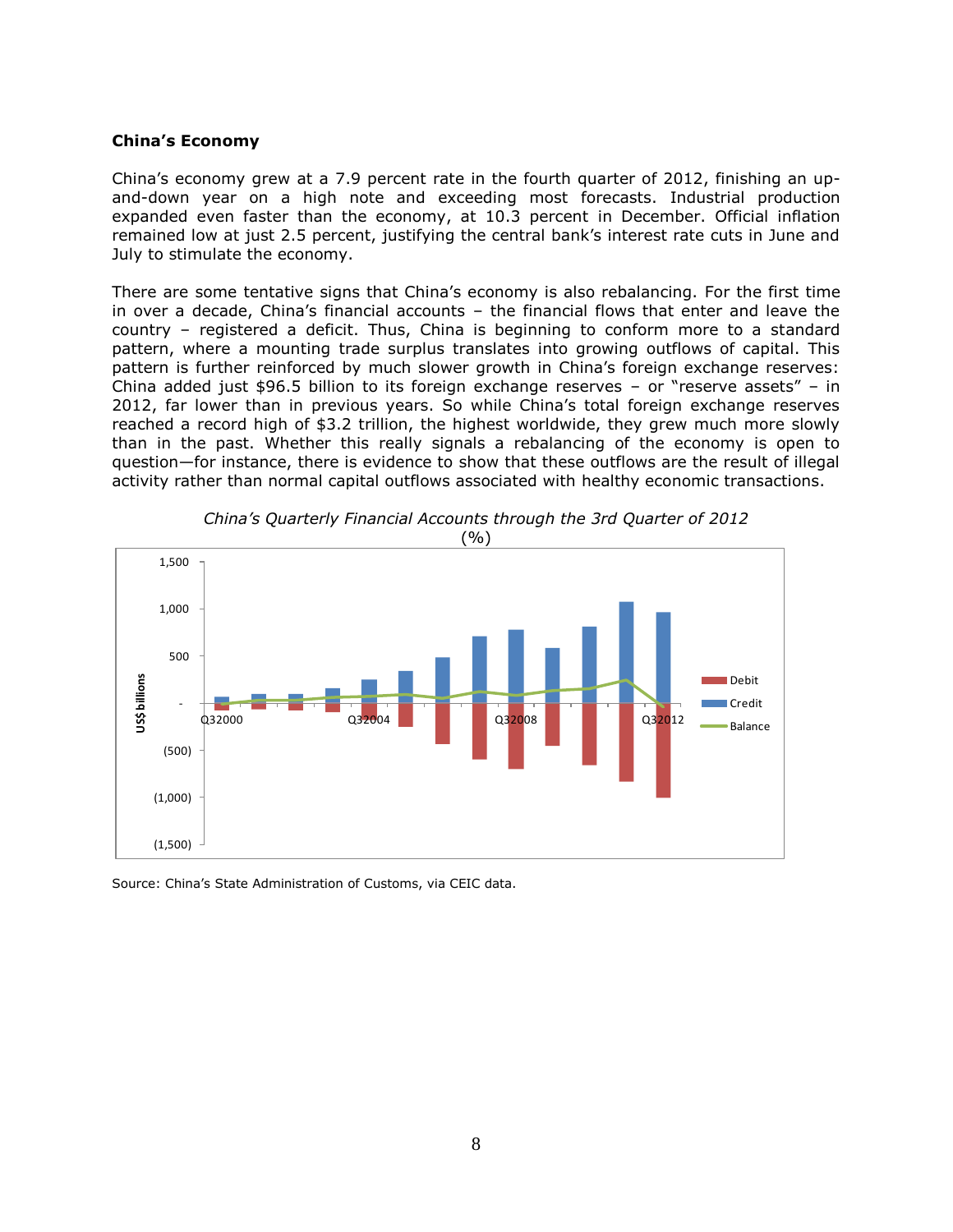**China's Economy**

China's economy grew at a 7.9 percent rate in the fourth quarter of 2012, finishing an up-and-down year on a high note and exceeding most forecasts. Industrial production expanded even faster than the economy, at 10.3 percent in December. Official inflation remained low at just 2.5 percent, justifying the central bank's interest rate cuts in June and July to stimulate the economy.

There are some tentative signs that China's economy is also rebalancing. For the first time in over a decade, China's financial accounts – the financial flows that enter and leave the country – registered a deficit. Thus, China is beginning to conform more to a standard pattern, where a mounting trade surplus translates into growing outflows of capital. This pattern is further reinforced by much slower growth in China's foreign exchange reserves: China added just $96.5 billion to its foreign exchange reserves – or "reserve assets" – in 2012, far lower than in previous years. So while China's total foreign exchange reserves reached a record high of $3.2 trillion, the highest worldwide, they grew much more slowly than in the past. Whether this really signals a rebalancing of the economy is open to question—for instance, there is evidence to show that these outflows are the result of illegal activity rather than normal capital outflows associated with healthy economic transactions.

*China's Quarterly Financial Accounts through the 3rd Quarter of 2012*
(%)

Source: China's State Administration of Customs, via CEIC data.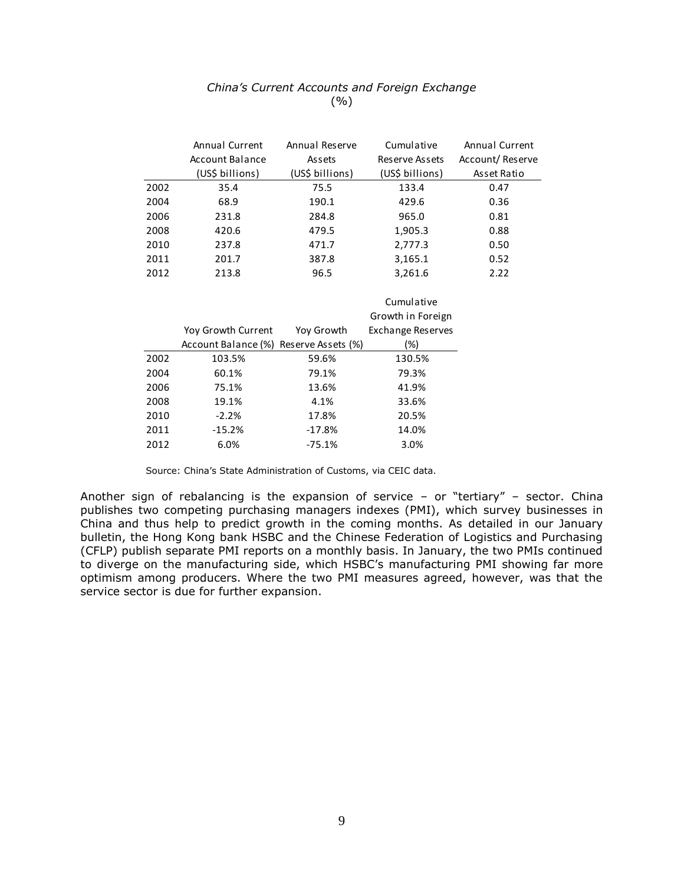*China's Current Accounts and Foreign Exchange*
(%)

| | Annual Current Account Balance (US$ billions) | Annual Reserve Assets (US$ billions) | Cumulative Reserve Assets (US$ billions) | Annual Current Account/ Reserve Asset Ratio |
|---|---|---|---|---|
| 2002 | 35.4 | 75.5 | 133.4 | 0.47 |
| 2004 | 68.9 | 190.1 | 429.6 | 0.36 |
| 2006 | 231.8 | 284.8 | 965.0 | 0.81 |
| 2008 | 420.6 | 479.5 | 1,905.3 | 0.88 |
| 2010 | 237.8 | 471.7 | 2,777.3 | 0.50 |
| 2011 | 201.7 | 387.8 | 3,165.1 | 0.52 |
| 2012 | 213.8 | 96.5 | 3,261.6 | 2.22 |

| | Yoy Growth Current Account Balance (%) | Yoy Growth Reserve Assets (%) | Cumulative Growth in Foreign Exchange Reserves (%) |
|---|---|---|---|
| 2002 | 103.5% | 59.6% | 130.5% |
| 2004 | 60.1% | 79.1% | 79.3% |
| 2006 | 75.1% | 13.6% | 41.9% |
| 2008 | 19.1% | 4.1% | 33.6% |
| 2010 | -2.2% | 17.8% | 20.5% |
| 2011 | -15.2% | -17.8% | 14.0% |
| 2012 | 6.0% | -75.1% | 3.0% |

Source: China's State Administration of Customs, via CEIC data.

Another sign of rebalancing is the expansion of service – or "tertiary" – sector. China publishes two competing purchasing managers indexes (PMI), which survey businesses in China and thus help to predict growth in the coming months. As detailed in our January bulletin, the Hong Kong bank HSBC and the Chinese Federation of Logistics and Purchasing (CFLP) publish separate PMI reports on a monthly basis. In January, the two PMIs continued to diverge on the manufacturing side, which HSBC's manufacturing PMI showing far more optimism among producers. Where the two PMI measures agreed, however, was that the service sector is due for further expansion.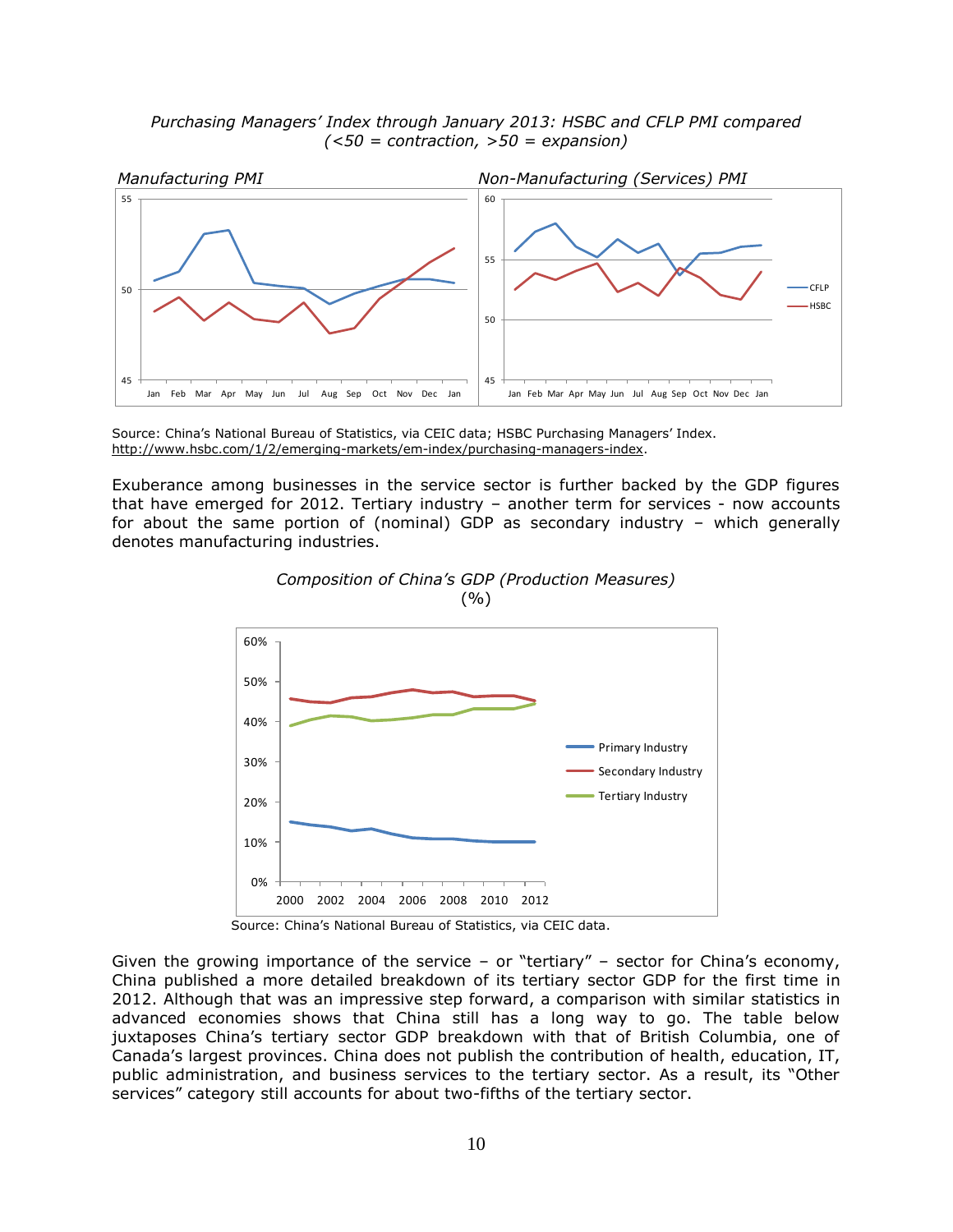*Purchasing Managers' Index through January 2013: HSBC and CFLP PMI compared*
*(<50 = contraction, >50 = expansion)*

*Manufacturing PMI*

*Non-Manufacturing (Services) PMI*

Source: China's National Bureau of Statistics, via CEIC data; HSBC Purchasing Managers' Index. http://www.hsbc.com/1/2/emerging-markets/em-index/purchasing-managers-index.

Exuberance among businesses in the service sector is further backed by the GDP figures that have emerged for 2012. Tertiary industry – another term for services - now accounts for about the same portion of (nominal) GDP as secondary industry – which generally denotes manufacturing industries.

*Composition of China's GDP (Production Measures)*
(%)

Source: China's National Bureau of Statistics, via CEIC data.

Given the growing importance of the service – or "tertiary" – sector for China's economy, China published a more detailed breakdown of its tertiary sector GDP for the first time in 2012. Although that was an impressive step forward, a comparison with similar statistics in advanced economies shows that China still has a long way to go. The table below juxtaposes China's tertiary sector GDP breakdown with that of British Columbia, one of Canada's largest provinces. China does not publish the contribution of health, education, IT, public administration, and business services to the tertiary sector. As a result, its "Other services" category still accounts for about two-fifths of the tertiary sector.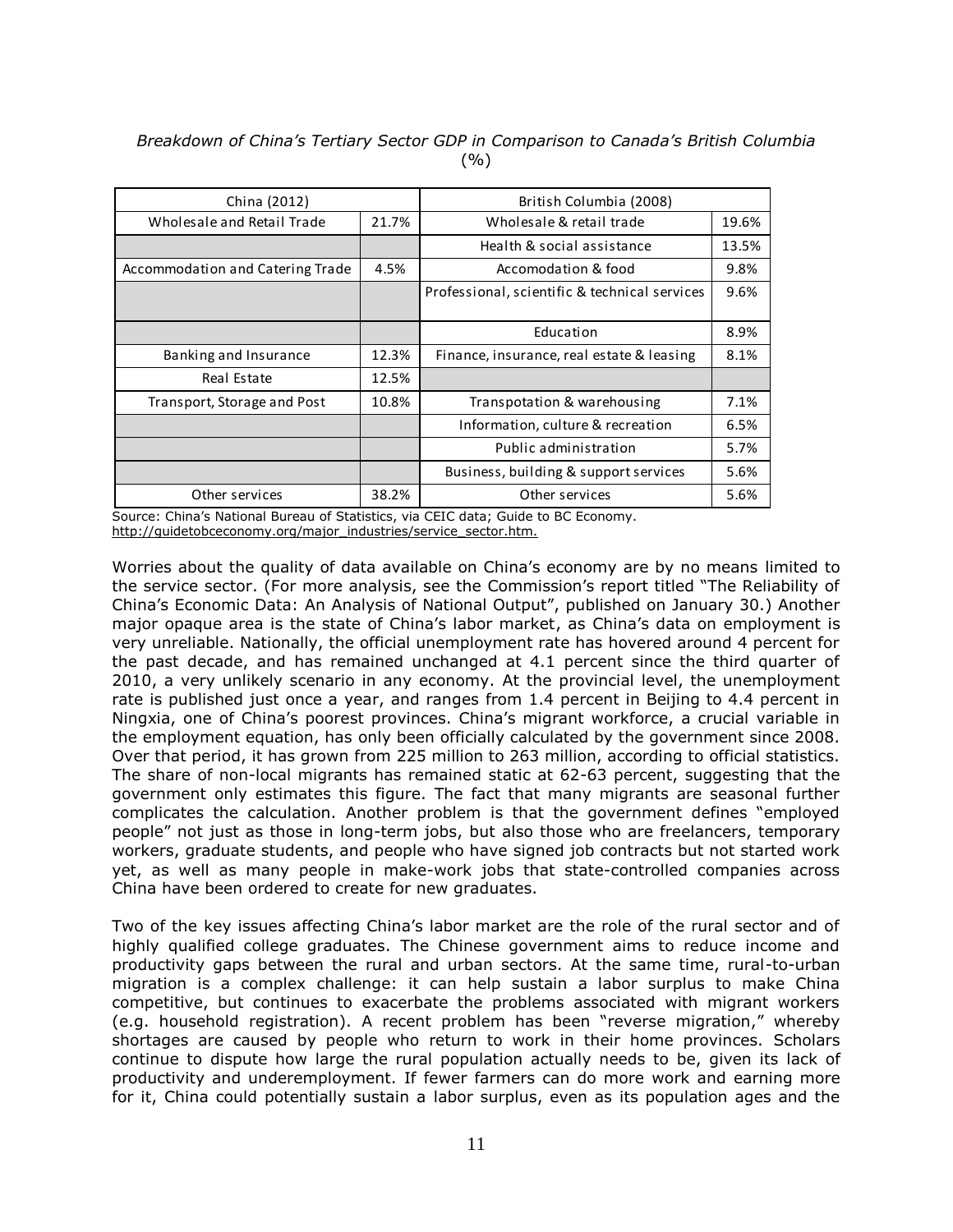*Breakdown of China's Tertiary Sector GDP in Comparison to Canada's British Columbia* (%)

| China (2012) | | British Columbia (2008) | |
|---|---|---|---|
| Wholesale and Retail Trade | 21.7% | Wholesale & retail trade | 19.6% |
| | | Health & social assistance | 13.5% |
| Accommodation and Catering Trade | 4.5% | Accomodation & food | 9.8% |
| | | Professional, scientific & technical services | 9.6% |
| | | Education | 8.9% |
| Banking and Insurance | 12.3% | Finance, insurance, real estate & leasing | 8.1% |
| Real Estate | 12.5% | | |
| Transport, Storage and Post | 10.8% | Transpotation & warehousing | 7.1% |
| | | Information, culture & recreation | 6.5% |
| | | Public administration | 5.7% |
| | | Business, building & support services | 5.6% |
| Other services | 38.2% | Other services | 5.6% |

Source: China's National Bureau of Statistics, via CEIC data; Guide to BC Economy. http://guidetobceconomy.org/major_industries/service_sector.htm.

Worries about the quality of data available on China's economy are by no means limited to the service sector. (For more analysis, see the Commission's report titled "The Reliability of China's Economic Data: An Analysis of National Output", published on January 30.) Another major opaque area is the state of China's labor market, as China's data on employment is very unreliable. Nationally, the official unemployment rate has hovered around 4 percent for the past decade, and has remained unchanged at 4.1 percent since the third quarter of 2010, a very unlikely scenario in any economy. At the provincial level, the unemployment rate is published just once a year, and ranges from 1.4 percent in Beijing to 4.4 percent in Ningxia, one of China's poorest provinces. China's migrant workforce, a crucial variable in the employment equation, has only been officially calculated by the government since 2008. Over that period, it has grown from 225 million to 263 million, according to official statistics. The share of non-local migrants has remained static at 62-63 percent, suggesting that the government only estimates this figure. The fact that many migrants are seasonal further complicates the calculation. Another problem is that the government defines "employed people" not just as those in long-term jobs, but also those who are freelancers, temporary workers, graduate students, and people who have signed job contracts but not started work yet, as well as many people in make-work jobs that state-controlled companies across China have been ordered to create for new graduates.

Two of the key issues affecting China's labor market are the role of the rural sector and of highly qualified college graduates. The Chinese government aims to reduce income and productivity gaps between the rural and urban sectors. At the same time, rural-to-urban migration is a complex challenge: it can help sustain a labor surplus to make China competitive, but continues to exacerbate the problems associated with migrant workers (e.g. household registration). A recent problem has been "reverse migration," whereby shortages are caused by people who return to work in their home provinces. Scholars continue to dispute how large the rural population actually needs to be, given its lack of productivity and underemployment. If fewer farmers can do more work and earning more for it, China could potentially sustain a labor surplus, even as its population ages and the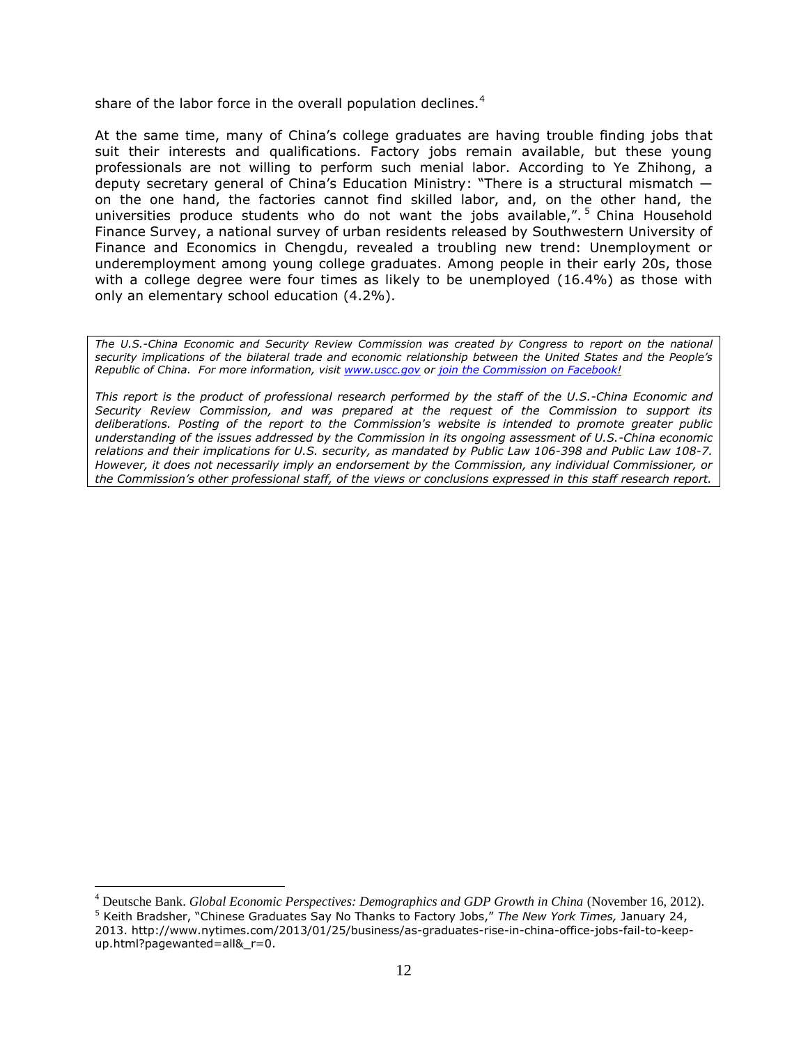share of the labor force in the overall population declines.[4]

At the same time, many of China's college graduates are having trouble finding jobs that suit their interests and qualifications. Factory jobs remain available, but these young professionals are not willing to perform such menial labor. According to Ye Zhihong, a deputy secretary general of China's Education Ministry: "There is a structural mismatch — on the one hand, the factories cannot find skilled labor, and, on the other hand, the universities produce students who do not want the jobs available,".[5] China Household Finance Survey, a national survey of urban residents released by Southwestern University of Finance and Economics in Chengdu, revealed a troubling new trend: Unemployment or underemployment among young college graduates. Among people in their early 20s, those with a college degree were four times as likely to be unemployed (16.4%) as those with only an elementary school education (4.2%).

*The U.S.-China Economic and Security Review Commission was created by Congress to report on the national security implications of the bilateral trade and economic relationship between the United States and the People's Republic of China. For more information, visit [www.uscc.gov](http://www.uscc.gov) or [join the Commission on Facebook!](#)*

*This report is the product of professional research performed by the staff of the U.S.-China Economic and Security Review Commission, and was prepared at the request of the Commission to support its deliberations. Posting of the report to the Commission's website is intended to promote greater public understanding of the issues addressed by the Commission in its ongoing assessment of U.S.-China economic relations and their implications for U.S. security, as mandated by Public Law 106-398 and Public Law 108-7. However, it does not necessarily imply an endorsement by the Commission, any individual Commissioner, or the Commission's other professional staff, of the views or conclusions expressed in this staff research report.*

---

[4] Deutsche Bank. *Global Economic Perspectives: Demographics and GDP Growth in China* (November 16, 2012).

[5] Keith Bradsher, "Chinese Graduates Say No Thanks to Factory Jobs," *The New York Times,* January 24, 2013. http://www.nytimes.com/2013/01/25/business/as-graduates-rise-in-china-office-jobs-fail-to-keep-up.html?pagewanted=all&_r=0.